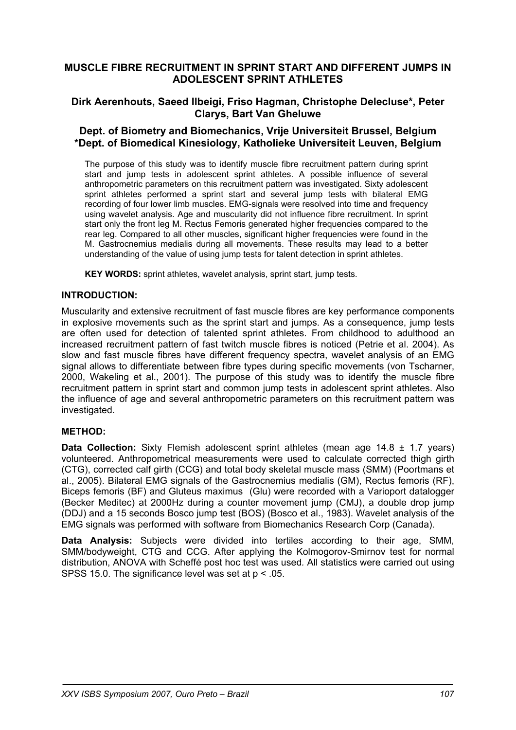# MUSCLE FIBRE RECRUITMENT IN SPRINT START AND DIFFERENT JUMPS IN ADOLESCENT SPRINT ATHLETES

**Dirk Aerenhouts, Saeed Ilbeigi, Friso Hagman, Christophe Delecluse*, Peter Clarys, Bart Van Gheluwe**

**Dept. of Biometry and Biomechanics, Vrije Universiteit Brussel, Belgium**
***Dept. of Biomedical Kinesiology, Katholieke Universiteit Leuven, Belgium**

The purpose of this study was to identify muscle fibre recruitment pattern during sprint start and jump tests in adolescent sprint athletes. A possible influence of several anthropometric parameters on this recruitment pattern was investigated. Sixty adolescent sprint athletes performed a sprint start and several jump tests with bilateral EMG recording of four lower limb muscles. EMG-signals were resolved into time and frequency using wavelet analysis. Age and muscularity did not influence fibre recruitment. In sprint start only the front leg M. Rectus Femoris generated higher frequencies compared to the rear leg. Compared to all other muscles, significant higher frequencies were found in the M. Gastrocnemius medialis during all movements. These results may lead to a better understanding of the value of using jump tests for talent detection in sprint athletes.

**KEY WORDS:** sprint athletes, wavelet analysis, sprint start, jump tests.

## INTRODUCTION:

Muscularity and extensive recruitment of fast muscle fibres are key performance components in explosive movements such as the sprint start and jumps. As a consequence, jump tests are often used for detection of talented sprint athletes. From childhood to adulthood an increased recruitment pattern of fast twitch muscle fibres is noticed (Petrie et al. 2004). As slow and fast muscle fibres have different frequency spectra, wavelet analysis of an EMG signal allows to differentiate between fibre types during specific movements (von Tscharner, 2000, Wakeling et al., 2001). The purpose of this study was to identify the muscle fibre recruitment pattern in sprint start and common jump tests in adolescent sprint athletes. Also the influence of age and several anthropometric parameters on this recruitment pattern was investigated.

## METHOD:

**Data Collection:** Sixty Flemish adolescent sprint athletes (mean age 14.8 ± 1.7 years) volunteered. Anthropometrical measurements were used to calculate corrected thigh girth (CTG), corrected calf girth (CCG) and total body skeletal muscle mass (SMM) (Poortmans et al., 2005). Bilateral EMG signals of the Gastrocnemius medialis (GM), Rectus femoris (RF), Biceps femoris (BF) and Gluteus maximus (Glu) were recorded with a Varioport datalogger (Becker Meditec) at 2000Hz during a counter movement jump (CMJ), a double drop jump (DDJ) and a 15 seconds Bosco jump test (BOS) (Bosco et al., 1983). Wavelet analysis of the EMG signals was performed with software from Biomechanics Research Corp (Canada).

**Data Analysis:** Subjects were divided into tertiles according to their age, SMM, SMM/bodyweight, CTG and CCG. After applying the Kolmogorov-Smirnov test for normal distribution, ANOVA with Scheffé post hoc test was used. All statistics were carried out using SPSS 15.0. The significance level was set at $p < .05$.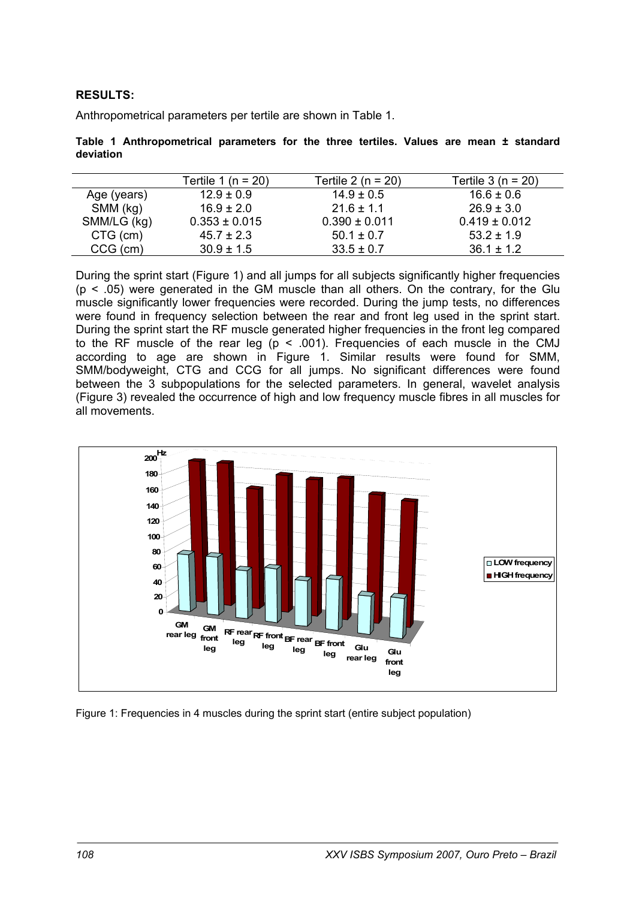## RESULTS:

Anthropometrical parameters per tertile are shown in Table 1.

**Table 1 Anthropometrical parameters for the three tertiles. Values are mean ± standard deviation**

| | Tertile 1 (n = 20) | Tertile 2 (n = 20) | Tertile 3 (n = 20) |
|---|---|---|---|
| Age (years) | 12.9 ± 0.9 | 14.9 ± 0.5 | 16.6 ± 0.6 |
| SMM (kg) | 16.9 ± 2.0 | 21.6 ± 1.1 | 26.9 ± 3.0 |
| SMM/LG (kg) | 0.353 ± 0.015 | 0.390 ± 0.011 | 0.419 ± 0.012 |
| CTG (cm) | 45.7 ± 2.3 | 50.1 ± 0.7 | 53.2 ± 1.9 |
| CCG (cm) | 30.9 ± 1.5 | 33.5 ± 0.7 | 36.1 ± 1.2 |

During the sprint start (Figure 1) and all jumps for all subjects significantly higher frequencies ($p < .05$) were generated in the GM muscle than all others. On the contrary, for the Glu muscle significantly lower frequencies were recorded. During the jump tests, no differences were found in frequency selection between the rear and front leg used in the sprint start. During the sprint start the RF muscle generated higher frequencies in the front leg compared to the RF muscle of the rear leg ($p < .001$). Frequencies of each muscle in the CMJ according to age are shown in Figure 1. Similar results were found for SMM, SMM/bodyweight, CTG and CCG for all jumps. No significant differences were found between the 3 subpopulations for the selected parameters. In general, wavelet analysis (Figure 3) revealed the occurrence of high and low frequency muscle fibres in all muscles for all movements.

Figure 1: Frequencies in 4 muscles during the sprint start (entire subject population)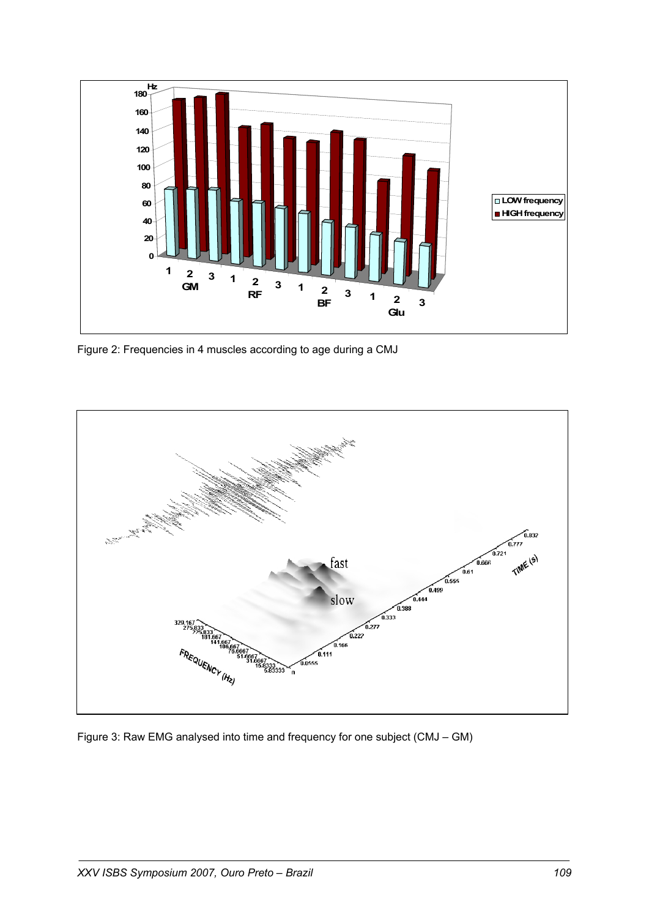Figure 2: Frequencies in 4 muscles according to age during a CMJ

Figure 3: Raw EMG analysed into time and frequency for one subject (CMJ – GM)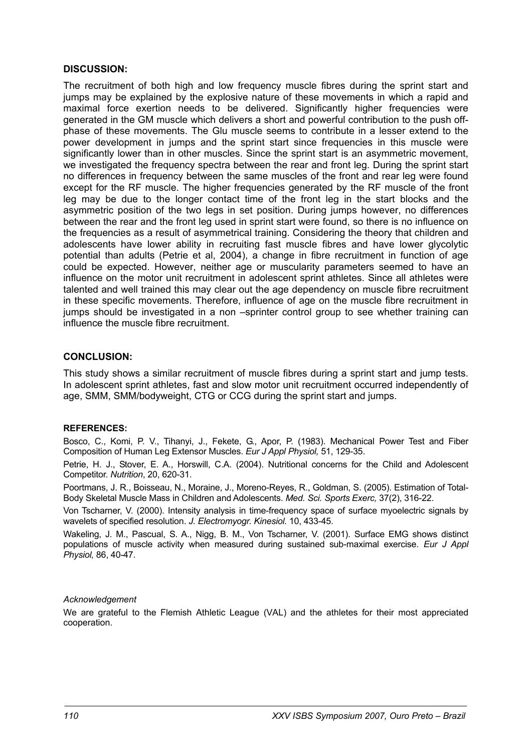## DISCUSSION:

The recruitment of both high and low frequency muscle fibres during the sprint start and jumps may be explained by the explosive nature of these movements in which a rapid and maximal force exertion needs to be delivered. Significantly higher frequencies were generated in the GM muscle which delivers a short and powerful contribution to the push off-phase of these movements. The Glu muscle seems to contribute in a lesser extend to the power development in jumps and the sprint start since frequencies in this muscle were significantly lower than in other muscles. Since the sprint start is an asymmetric movement, we investigated the frequency spectra between the rear and front leg. During the sprint start no differences in frequency between the same muscles of the front and rear leg were found except for the RF muscle. The higher frequencies generated by the RF muscle of the front leg may be due to the longer contact time of the front leg in the start blocks and the asymmetric position of the two legs in set position. During jumps however, no differences between the rear and the front leg used in sprint start were found, so there is no influence on the frequencies as a result of asymmetrical training. Considering the theory that children and adolescents have lower ability in recruiting fast muscle fibres and have lower glycolytic potential than adults (Petrie et al, 2004), a change in fibre recruitment in function of age could be expected. However, neither age or muscularity parameters seemed to have an influence on the motor unit recruitment in adolescent sprint athletes. Since all athletes were talented and well trained this may clear out the age dependency on muscle fibre recruitment in these specific movements. Therefore, influence of age on the muscle fibre recruitment in jumps should be investigated in a non –sprinter control group to see whether training can influence the muscle fibre recruitment.

## CONCLUSION:

This study shows a similar recruitment of muscle fibres during a sprint start and jump tests. In adolescent sprint athletes, fast and slow motor unit recruitment occurred independently of age, SMM, SMM/bodyweight, CTG or CCG during the sprint start and jumps.

### REFERENCES:

Bosco, C., Komi, P. V., Tihanyi, J., Fekete, G., Apor, P. (1983). Mechanical Power Test and Fiber Composition of Human Leg Extensor Muscles. *Eur J Appl Physiol,* 51, 129-35.

Petrie, H. J., Stover, E. A., Horswill, C.A. (2004). Nutritional concerns for the Child and Adolescent Competitor. *Nutrition*, 20, 620-31.

Poortmans, J. R., Boisseau, N., Moraine, J., Moreno-Reyes, R., Goldman, S. (2005). Estimation of Total-Body Skeletal Muscle Mass in Children and Adolescents. *Med. Sci. Sports Exerc,* 37(2), 316-22.

Von Tscharner, V. (2000). Intensity analysis in time-frequency space of surface myoelectric signals by wavelets of specified resolution. *J. Electromyogr. Kinesiol.* 10, 433-45.

Wakeling, J. M., Pascual, S. A., Nigg, B. M., Von Tscharner, V. (2001). Surface EMG shows distinct populations of muscle activity when measured during sustained sub-maximal exercise. *Eur J Appl Physiol,* 86, 40-47.

*Acknowledgement*

We are grateful to the Flemish Athletic League (VAL) and the athletes for their most appreciated cooperation.